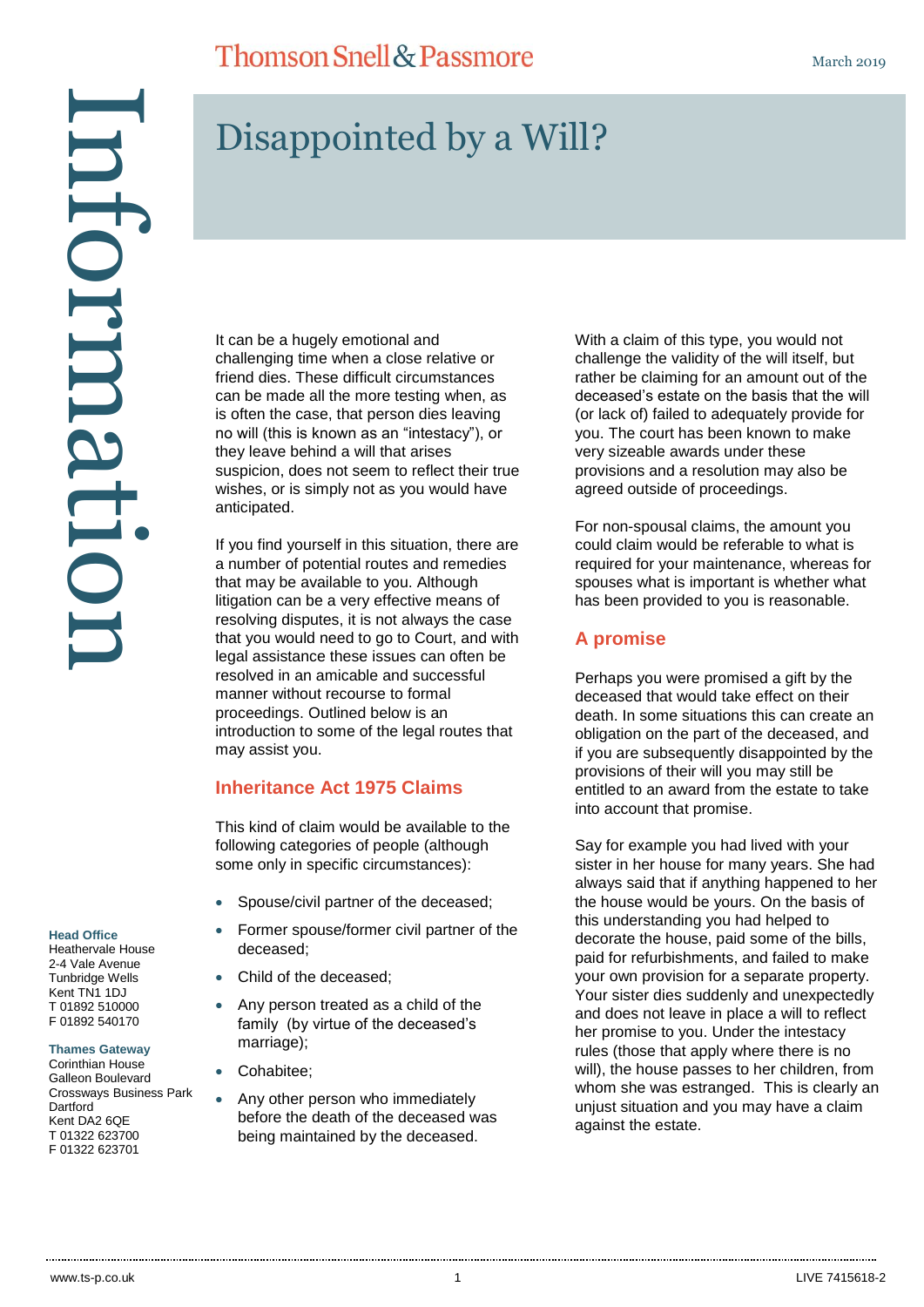Thomson Snell & Passmore

March 2019

Information

# Disappointed by a Will?

It can be a hugely emotional and challenging time when a close relative or friend dies. These difficult circumstances can be made all the more testing when, as is often the case, that person dies leaving no will (this is known as an "intestacy"), or they leave behind a will that arises suspicion, does not seem to reflect their true wishes, or is simply not as you would have anticipated.

If you find yourself in this situation, there are a number of potential routes and remedies that may be available to you. Although litigation can be a very effective means of resolving disputes, it is not always the case that you would need to go to Court, and with legal assistance these issues can often be resolved in an amicable and successful manner without recourse to formal proceedings. Outlined below is an introduction to some of the legal routes that may assist you.

## Inheritance Act 1975 Claims

This kind of claim would be available to the following categories of people (although some only in specific circumstances):

- Spouse/civil partner of the deceased;
- Former spouse/former civil partner of the deceased;
- Child of the deceased;
- Any person treated as a child of the family (by virtue of the deceased's marriage);
- Cohabitee;
- Any other person who immediately before the death of the deceased was being maintained by the deceased.

With a claim of this type, you would not challenge the validity of the will itself, but rather be claiming for an amount out of the deceased's estate on the basis that the will (or lack of) failed to adequately provide for you. The court has been known to make very sizeable awards under these provisions and a resolution may also be agreed outside of proceedings.

For non-spousal claims, the amount you could claim would be referable to what is required for your maintenance, whereas for spouses what is important is whether what has been provided to you is reasonable.

## A promise

Perhaps you were promised a gift by the deceased that would take effect on their death. In some situations this can create an obligation on the part of the deceased, and if you are subsequently disappointed by the provisions of their will you may still be entitled to an award from the estate to take into account that promise.

Say for example you had lived with your sister in her house for many years. She had always said that if anything happened to her the house would be yours. On the basis of this understanding you had helped to decorate the house, paid some of the bills, paid for refurbishments, and failed to make your own provision for a separate property. Your sister dies suddenly and unexpectedly and does not leave in place a will to reflect her promise to you. Under the intestacy rules (those that apply where there is no will), the house passes to her children, from whom she was estranged. This is clearly an unjust situation and you may have a claim against the estate.

**Head Office**
Heathervale House
2-4 Vale Avenue
Tunbridge Wells
Kent TN1 1DJ
T 01892 510000
F 01892 540170

**Thames Gateway**
Corinthian House
Galleon Boulevard
Crossways Business Park
Dartford
Kent DA2 6QE
T 01322 623700
F 01322 623701

www.ts-p.co.uk

LIVE 7415618-2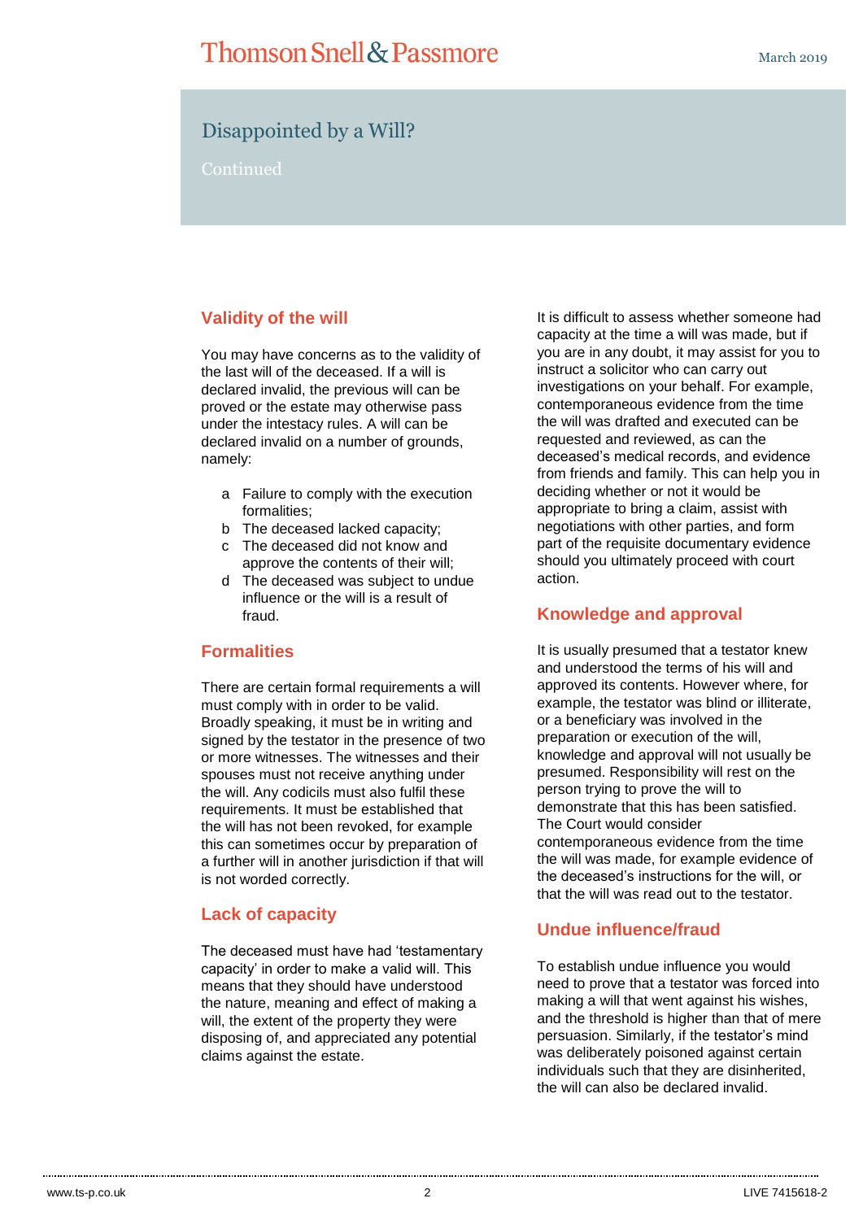## Validity of the will

You may have concerns as to the validity of the last will of the deceased. If a will is declared invalid, the previous will can be proved or the estate may otherwise pass under the intestacy rules. A will can be declared invalid on a number of grounds, namely:

a. Failure to comply with the execution formalities;
b. The deceased lacked capacity;
c. The deceased did not know and approve the contents of their will;
d. The deceased was subject to undue influence or the will is a result of fraud.

## Formalities

There are certain formal requirements a will must comply with in order to be valid. Broadly speaking, it must be in writing and signed by the testator in the presence of two or more witnesses. The witnesses and their spouses must not receive anything under the will. Any codicils must also fulfil these requirements. It must be established that the will has not been revoked, for example this can sometimes occur by preparation of a further will in another jurisdiction if that will is not worded correctly.

## Lack of capacity

The deceased must have had 'testamentary capacity' in order to make a valid will. This means that they should have understood the nature, meaning and effect of making a will, the extent of the property they were disposing of, and appreciated any potential claims against the estate.

It is difficult to assess whether someone had capacity at the time a will was made, but if you are in any doubt, it may assist for you to instruct a solicitor who can carry out investigations on your behalf. For example, contemporaneous evidence from the time the will was drafted and executed can be requested and reviewed, as can the deceased's medical records, and evidence from friends and family. This can help you in deciding whether or not it would be appropriate to bring a claim, assist with negotiations with other parties, and form part of the requisite documentary evidence should you ultimately proceed with court action.

## Knowledge and approval

It is usually presumed that a testator knew and understood the terms of his will and approved its contents. However where, for example, the testator was blind or illiterate, or a beneficiary was involved in the preparation or execution of the will, knowledge and approval will not usually be presumed. Responsibility will rest on the person trying to prove the will to demonstrate that this has been satisfied. The Court would consider contemporaneous evidence from the time the will was made, for example evidence of the deceased's instructions for the will, or that the will was read out to the testator.

## Undue influence/fraud

To establish undue influence you would need to prove that a testator was forced into making a will that went against his wishes, and the threshold is higher than that of mere persuasion. Similarly, if the testator's mind was deliberately poisoned against certain individuals such that they are disinherited, the will can also be declared invalid.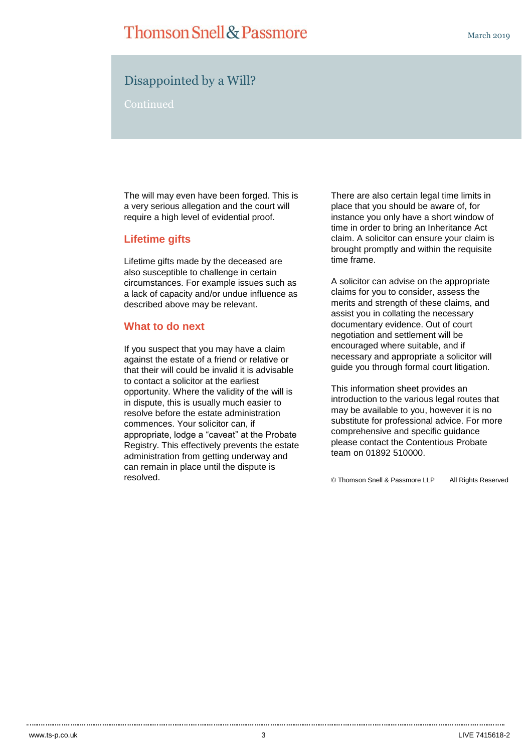# Disappointed by a Will?

Continued

The will may even have been forged. This is a very serious allegation and the court will require a high level of evidential proof.

## Lifetime gifts

Lifetime gifts made by the deceased are also susceptible to challenge in certain circumstances. For example issues such as a lack of capacity and/or undue influence as described above may be relevant.

## What to do next

If you suspect that you may have a claim against the estate of a friend or relative or that their will could be invalid it is advisable to contact a solicitor at the earliest opportunity. Where the validity of the will is in dispute, this is usually much easier to resolve before the estate administration commences. Your solicitor can, if appropriate, lodge a "caveat" at the Probate Registry. This effectively prevents the estate administration from getting underway and can remain in place until the dispute is resolved.

There are also certain legal time limits in place that you should be aware of, for instance you only have a short window of time in order to bring an Inheritance Act claim. A solicitor can ensure your claim is brought promptly and within the requisite time frame.

A solicitor can advise on the appropriate claims for you to consider, assess the merits and strength of these claims, and assist you in collating the necessary documentary evidence. Out of court negotiation and settlement will be encouraged where suitable, and if necessary and appropriate a solicitor will guide you through formal court litigation.

This information sheet provides an introduction to the various legal routes that may be available to you, however it is no substitute for professional advice. For more comprehensive and specific guidance please contact the Contentious Probate team on 01892 510000.

© Thomson Snell & Passmore LLP All Rights Reserved